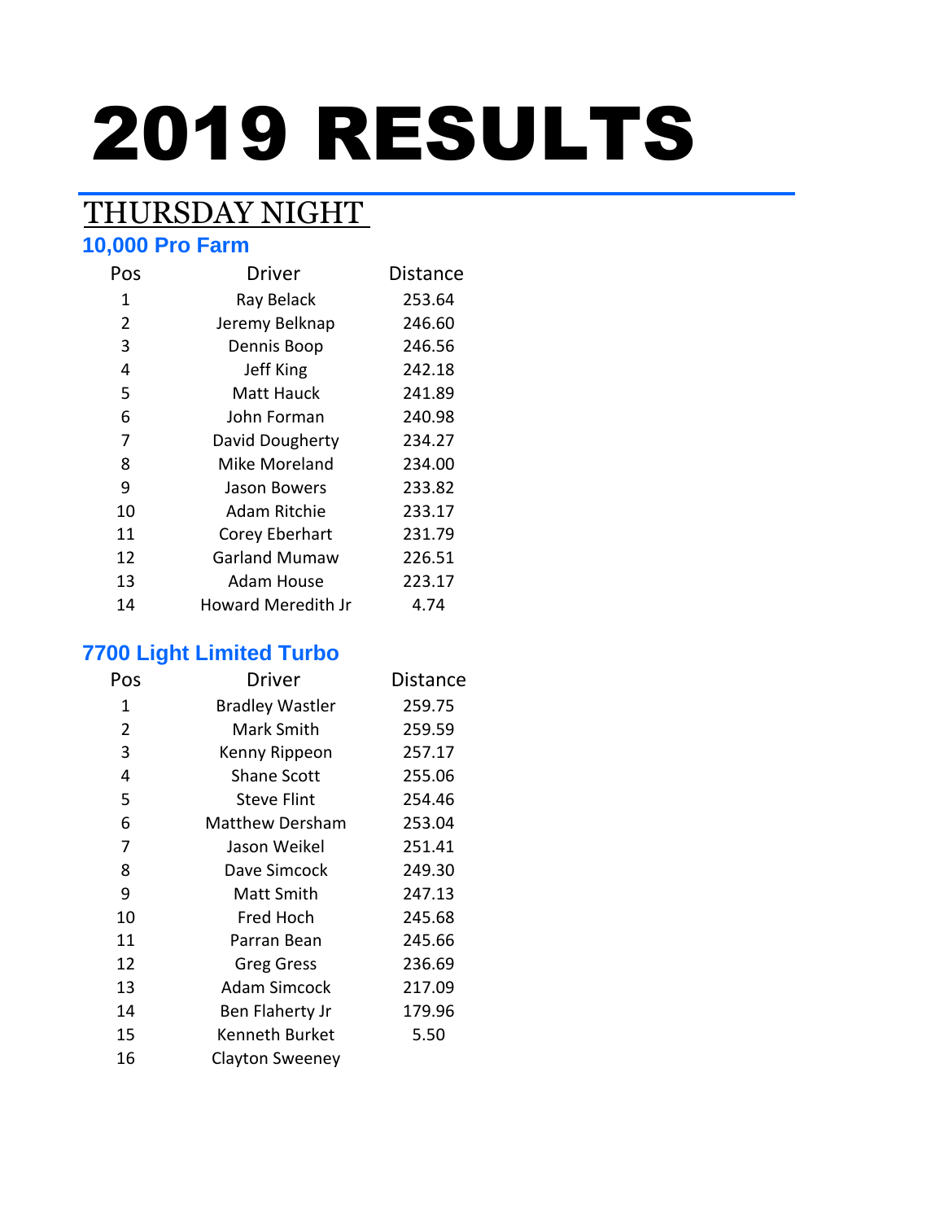# 2019 RESULTS

## THURSDAY NIGHT

### 10,000 Pro Farm

| Pos | Driver | Distance |
|---|---|---|
| 1 | Ray Belack | 253.64 |
| 2 | Jeremy Belknap | 246.60 |
| 3 | Dennis Boop | 246.56 |
| 4 | Jeff King | 242.18 |
| 5 | Matt Hauck | 241.89 |
| 6 | John Forman | 240.98 |
| 7 | David Dougherty | 234.27 |
| 8 | Mike Moreland | 234.00 |
| 9 | Jason Bowers | 233.82 |
| 10 | Adam Ritchie | 233.17 |
| 11 | Corey Eberhart | 231.79 |
| 12 | Garland Mumaw | 226.51 |
| 13 | Adam House | 223.17 |
| 14 | Howard Meredith Jr | 4.74 |

### 7700 Light Limited Turbo

| Pos | Driver | Distance |
|---|---|---|
| 1 | Bradley Wastler | 259.75 |
| 2 | Mark Smith | 259.59 |
| 3 | Kenny Rippeon | 257.17 |
| 4 | Shane Scott | 255.06 |
| 5 | Steve Flint | 254.46 |
| 6 | Matthew Dersham | 253.04 |
| 7 | Jason Weikel | 251.41 |
| 8 | Dave Simcock | 249.30 |
| 9 | Matt Smith | 247.13 |
| 10 | Fred Hoch | 245.68 |
| 11 | Parran Bean | 245.66 |
| 12 | Greg Gress | 236.69 |
| 13 | Adam Simcock | 217.09 |
| 14 | Ben Flaherty Jr | 179.96 |
| 15 | Kenneth Burket | 5.50 |
| 16 | Clayton Sweeney | |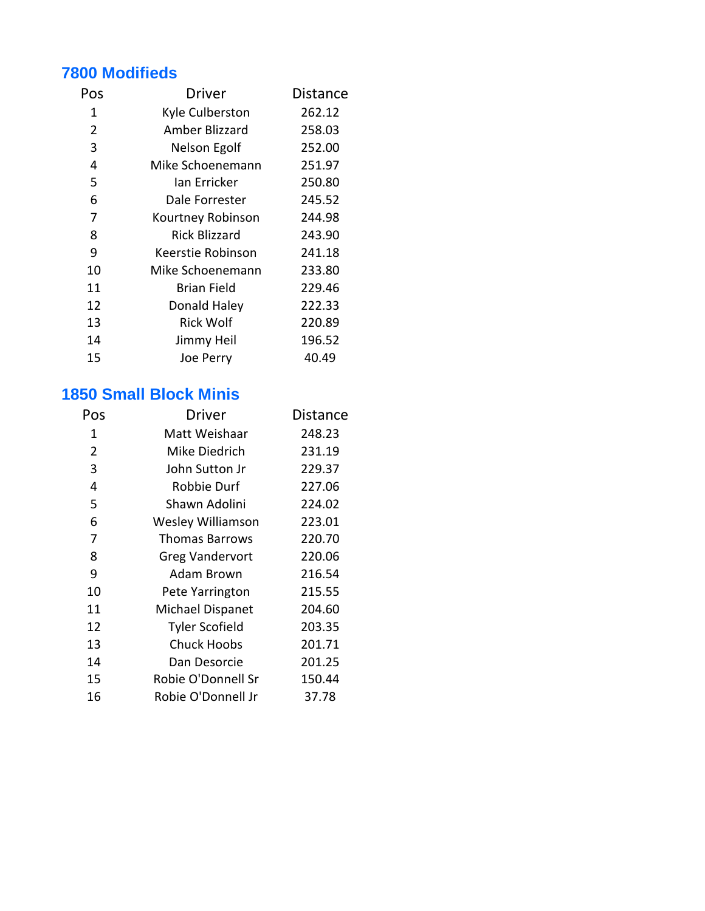## 7800 Modifieds

| Pos | Driver | Distance |
|---|---|---|
| 1 | Kyle Culberston | 262.12 |
| 2 | Amber Blizzard | 258.03 |
| 3 | Nelson Egolf | 252.00 |
| 4 | Mike Schoenemann | 251.97 |
| 5 | Ian Erricker | 250.80 |
| 6 | Dale Forrester | 245.52 |
| 7 | Kourtney Robinson | 244.98 |
| 8 | Rick Blizzard | 243.90 |
| 9 | Keerstie Robinson | 241.18 |
| 10 | Mike Schoenemann | 233.80 |
| 11 | Brian Field | 229.46 |
| 12 | Donald Haley | 222.33 |
| 13 | Rick Wolf | 220.89 |
| 14 | Jimmy Heil | 196.52 |
| 15 | Joe Perry | 40.49 |

## 1850 Small Block Minis

| Pos | Driver | Distance |
|---|---|---|
| 1 | Matt Weishaar | 248.23 |
| 2 | Mike Diedrich | 231.19 |
| 3 | John Sutton Jr | 229.37 |
| 4 | Robbie Durf | 227.06 |
| 5 | Shawn Adolini | 224.02 |
| 6 | Wesley Williamson | 223.01 |
| 7 | Thomas Barrows | 220.70 |
| 8 | Greg Vandervort | 220.06 |
| 9 | Adam Brown | 216.54 |
| 10 | Pete Yarrington | 215.55 |
| 11 | Michael Dispanet | 204.60 |
| 12 | Tyler Scofield | 203.35 |
| 13 | Chuck Hoobs | 201.71 |
| 14 | Dan Desorcie | 201.25 |
| 15 | Robie O'Donnell Sr | 150.44 |
| 16 | Robie O'Donnell Jr | 37.78 |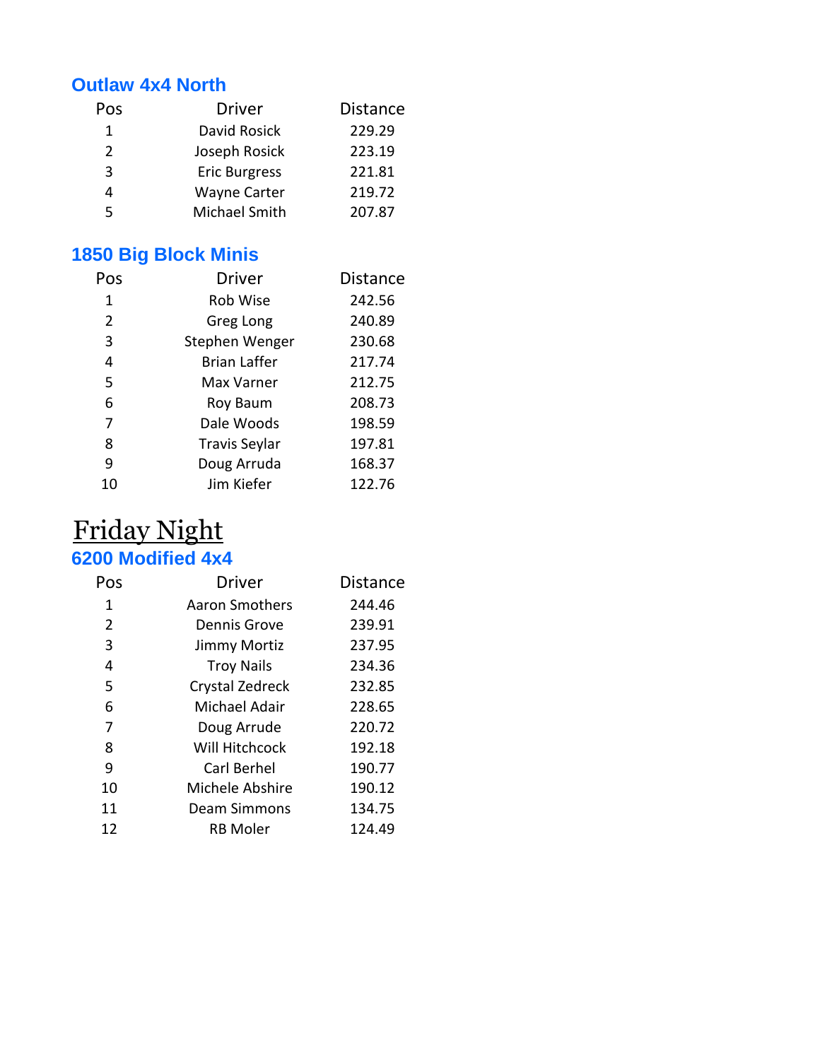### Outlaw 4x4 North

| Pos | Driver | Distance |
|---|---|---|
| 1 | David Rosick | 229.29 |
| 2 | Joseph Rosick | 223.19 |
| 3 | Eric Burgress | 221.81 |
| 4 | Wayne Carter | 219.72 |
| 5 | Michael Smith | 207.87 |

### 1850 Big Block Minis

| Pos | Driver | Distance |
|---|---|---|
| 1 | Rob Wise | 242.56 |
| 2 | Greg Long | 240.89 |
| 3 | Stephen Wenger | 230.68 |
| 4 | Brian Laffer | 217.74 |
| 5 | Max Varner | 212.75 |
| 6 | Roy Baum | 208.73 |
| 7 | Dale Woods | 198.59 |
| 8 | Travis Seylar | 197.81 |
| 9 | Doug Arruda | 168.37 |
| 10 | Jim Kiefer | 122.76 |

## Friday Night

### 6200 Modified 4x4

| Pos | Driver | Distance |
|---|---|---|
| 1 | Aaron Smothers | 244.46 |
| 2 | Dennis Grove | 239.91 |
| 3 | Jimmy Mortiz | 237.95 |
| 4 | Troy Nails | 234.36 |
| 5 | Crystal Zedreck | 232.85 |
| 6 | Michael Adair | 228.65 |
| 7 | Doug Arrude | 220.72 |
| 8 | Will Hitchcock | 192.18 |
| 9 | Carl Berhel | 190.77 |
| 10 | Michele Abshire | 190.12 |
| 11 | Deam Simmons | 134.75 |
| 12 | RB Moler | 124.49 |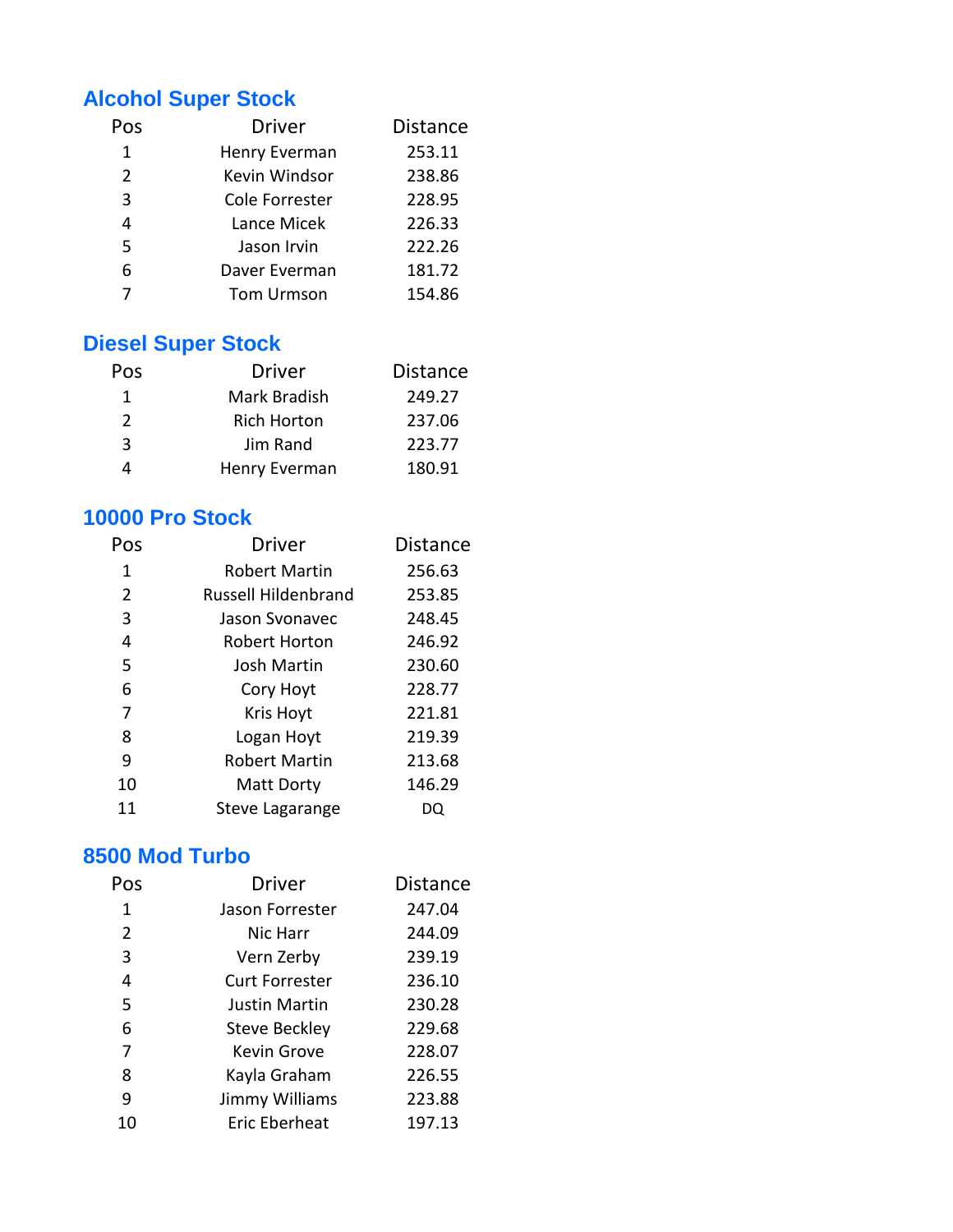## Alcohol Super Stock

| Pos | Driver | Distance |
|---|---|---|
| 1 | Henry Everman | 253.11 |
| 2 | Kevin Windsor | 238.86 |
| 3 | Cole Forrester | 228.95 |
| 4 | Lance Micek | 226.33 |
| 5 | Jason Irvin | 222.26 |
| 6 | Daver Everman | 181.72 |
| 7 | Tom Urmson | 154.86 |

## Diesel Super Stock

| Pos | Driver | Distance |
|---|---|---|
| 1 | Mark Bradish | 249.27 |
| 2 | Rich Horton | 237.06 |
| 3 | Jim Rand | 223.77 |
| 4 | Henry Everman | 180.91 |

## 10000 Pro Stock

| Pos | Driver | Distance |
|---|---|---|
| 1 | Robert Martin | 256.63 |
| 2 | Russell Hildenbrand | 253.85 |
| 3 | Jason Svonavec | 248.45 |
| 4 | Robert Horton | 246.92 |
| 5 | Josh Martin | 230.60 |
| 6 | Cory Hoyt | 228.77 |
| 7 | Kris Hoyt | 221.81 |
| 8 | Logan Hoyt | 219.39 |
| 9 | Robert Martin | 213.68 |
| 10 | Matt Dorty | 146.29 |
| 11 | Steve Lagarange | DQ |

## 8500 Mod Turbo

| Pos | Driver | Distance |
|---|---|---|
| 1 | Jason Forrester | 247.04 |
| 2 | Nic Harr | 244.09 |
| 3 | Vern Zerby | 239.19 |
| 4 | Curt Forrester | 236.10 |
| 5 | Justin Martin | 230.28 |
| 6 | Steve Beckley | 229.68 |
| 7 | Kevin Grove | 228.07 |
| 8 | Kayla Graham | 226.55 |
| 9 | Jimmy Williams | 223.88 |
| 10 | Eric Eberheat | 197.13 |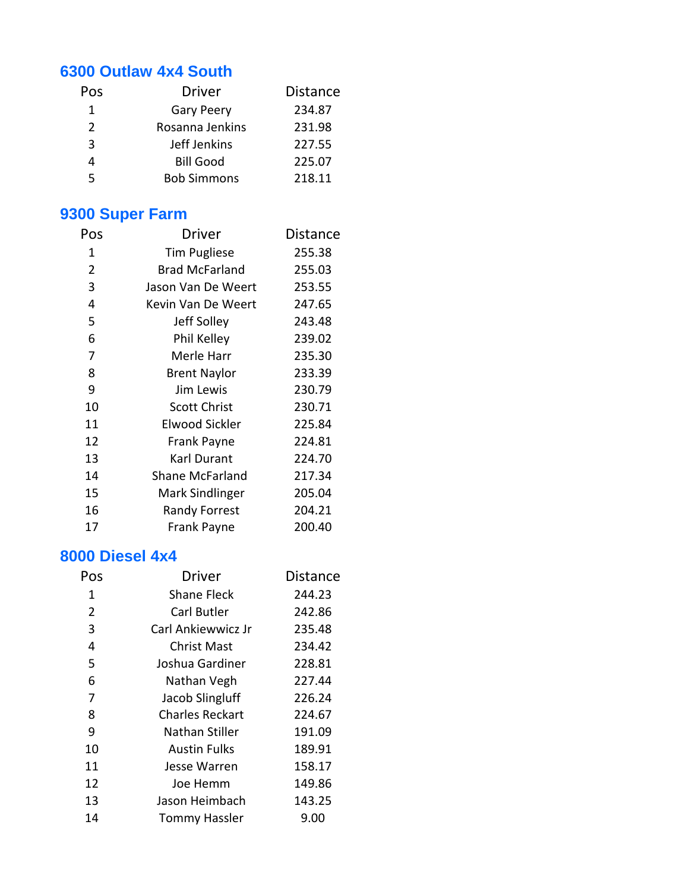## 6300 Outlaw 4x4 South

| Pos | Driver | Distance |
|---|---|---|
| 1 | Gary Peery | 234.87 |
| 2 | Rosanna Jenkins | 231.98 |
| 3 | Jeff Jenkins | 227.55 |
| 4 | Bill Good | 225.07 |
| 5 | Bob Simmons | 218.11 |

## 9300 Super Farm

| Pos | Driver | Distance |
|---|---|---|
| 1 | Tim Pugliese | 255.38 |
| 2 | Brad McFarland | 255.03 |
| 3 | Jason Van De Weert | 253.55 |
| 4 | Kevin Van De Weert | 247.65 |
| 5 | Jeff Solley | 243.48 |
| 6 | Phil Kelley | 239.02 |
| 7 | Merle Harr | 235.30 |
| 8 | Brent Naylor | 233.39 |
| 9 | Jim Lewis | 230.79 |
| 10 | Scott Christ | 230.71 |
| 11 | Elwood Sickler | 225.84 |
| 12 | Frank Payne | 224.81 |
| 13 | Karl Durant | 224.70 |
| 14 | Shane McFarland | 217.34 |
| 15 | Mark Sindlinger | 205.04 |
| 16 | Randy Forrest | 204.21 |
| 17 | Frank Payne | 200.40 |

## 8000 Diesel 4x4

| Pos | Driver | Distance |
|---|---|---|
| 1 | Shane Fleck | 244.23 |
| 2 | Carl Butler | 242.86 |
| 3 | Carl Ankiewwicz Jr | 235.48 |
| 4 | Christ Mast | 234.42 |
| 5 | Joshua Gardiner | 228.81 |
| 6 | Nathan Vegh | 227.44 |
| 7 | Jacob Slingluff | 226.24 |
| 8 | Charles Reckart | 224.67 |
| 9 | Nathan Stiller | 191.09 |
| 10 | Austin Fulks | 189.91 |
| 11 | Jesse Warren | 158.17 |
| 12 | Joe Hemm | 149.86 |
| 13 | Jason Heimbach | 143.25 |
| 14 | Tommy Hassler | 9.00 |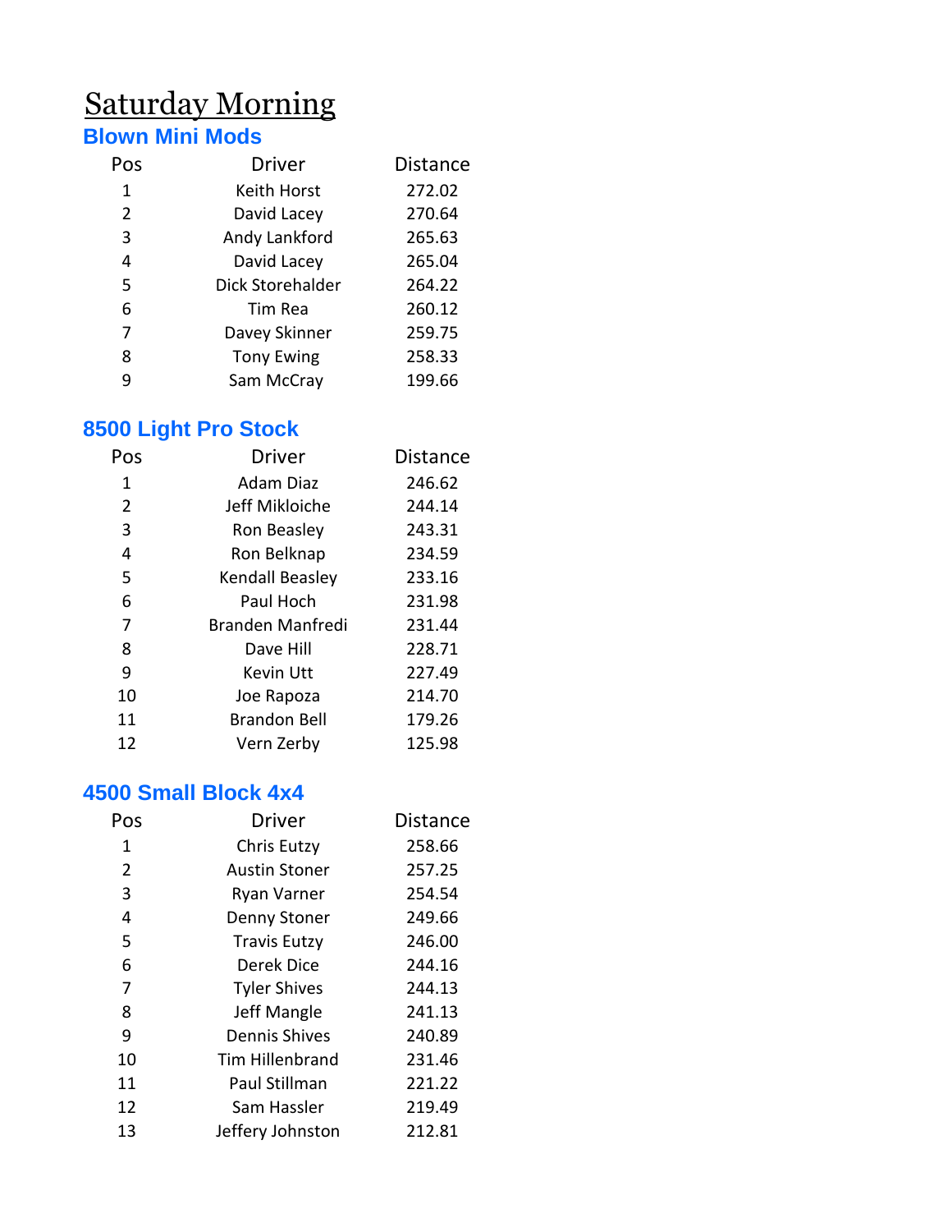# Saturday Morning

## Blown Mini Mods

| Pos | Driver | Distance |
|---|---|---|
| 1 | Keith Horst | 272.02 |
| 2 | David Lacey | 270.64 |
| 3 | Andy Lankford | 265.63 |
| 4 | David Lacey | 265.04 |
| 5 | Dick Storehalder | 264.22 |
| 6 | Tim Rea | 260.12 |
| 7 | Davey Skinner | 259.75 |
| 8 | Tony Ewing | 258.33 |
| 9 | Sam McCray | 199.66 |

## 8500 Light Pro Stock

| Pos | Driver | Distance |
|---|---|---|
| 1 | Adam Diaz | 246.62 |
| 2 | Jeff Mikloiche | 244.14 |
| 3 | Ron Beasley | 243.31 |
| 4 | Ron Belknap | 234.59 |
| 5 | Kendall Beasley | 233.16 |
| 6 | Paul Hoch | 231.98 |
| 7 | Branden Manfredi | 231.44 |
| 8 | Dave Hill | 228.71 |
| 9 | Kevin Utt | 227.49 |
| 10 | Joe Rapoza | 214.70 |
| 11 | Brandon Bell | 179.26 |
| 12 | Vern Zerby | 125.98 |

## 4500 Small Block 4x4

| Pos | Driver | Distance |
|---|---|---|
| 1 | Chris Eutzy | 258.66 |
| 2 | Austin Stoner | 257.25 |
| 3 | Ryan Varner | 254.54 |
| 4 | Denny Stoner | 249.66 |
| 5 | Travis Eutzy | 246.00 |
| 6 | Derek Dice | 244.16 |
| 7 | Tyler Shives | 244.13 |
| 8 | Jeff Mangle | 241.13 |
| 9 | Dennis Shives | 240.89 |
| 10 | Tim Hillenbrand | 231.46 |
| 11 | Paul Stillman | 221.22 |
| 12 | Sam Hassler | 219.49 |
| 13 | Jeffery Johnston | 212.81 |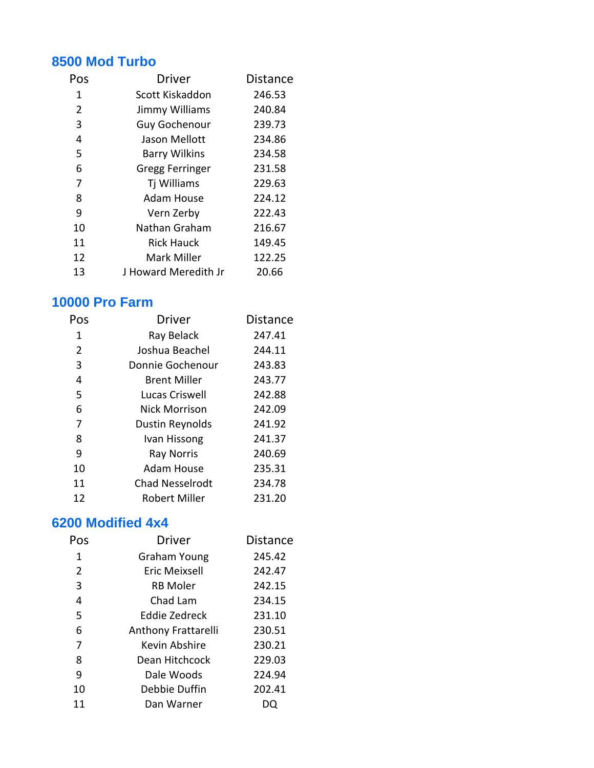## 8500 Mod Turbo

| Pos | Driver | Distance |
|---|---|---|
| 1 | Scott Kiskaddon | 246.53 |
| 2 | Jimmy Williams | 240.84 |
| 3 | Guy Gochenour | 239.73 |
| 4 | Jason Mellott | 234.86 |
| 5 | Barry Wilkins | 234.58 |
| 6 | Gregg Ferringer | 231.58 |
| 7 | Tj Williams | 229.63 |
| 8 | Adam House | 224.12 |
| 9 | Vern Zerby | 222.43 |
| 10 | Nathan Graham | 216.67 |
| 11 | Rick Hauck | 149.45 |
| 12 | Mark Miller | 122.25 |
| 13 | J Howard Meredith Jr | 20.66 |

## 10000 Pro Farm

| Pos | Driver | Distance |
|---|---|---|
| 1 | Ray Belack | 247.41 |
| 2 | Joshua Beachel | 244.11 |
| 3 | Donnie Gochenour | 243.83 |
| 4 | Brent Miller | 243.77 |
| 5 | Lucas Criswell | 242.88 |
| 6 | Nick Morrison | 242.09 |
| 7 | Dustin Reynolds | 241.92 |
| 8 | Ivan Hissong | 241.37 |
| 9 | Ray Norris | 240.69 |
| 10 | Adam House | 235.31 |
| 11 | Chad Nesselrodt | 234.78 |
| 12 | Robert Miller | 231.20 |

## 6200 Modified 4x4

| Pos | Driver | Distance |
|---|---|---|
| 1 | Graham Young | 245.42 |
| 2 | Eric Meixsell | 242.47 |
| 3 | RB Moler | 242.15 |
| 4 | Chad Lam | 234.15 |
| 5 | Eddie Zedreck | 231.10 |
| 6 | Anthony Frattarelli | 230.51 |
| 7 | Kevin Abshire | 230.21 |
| 8 | Dean Hitchcock | 229.03 |
| 9 | Dale Woods | 224.94 |
| 10 | Debbie Duffin | 202.41 |
| 11 | Dan Warner | DQ |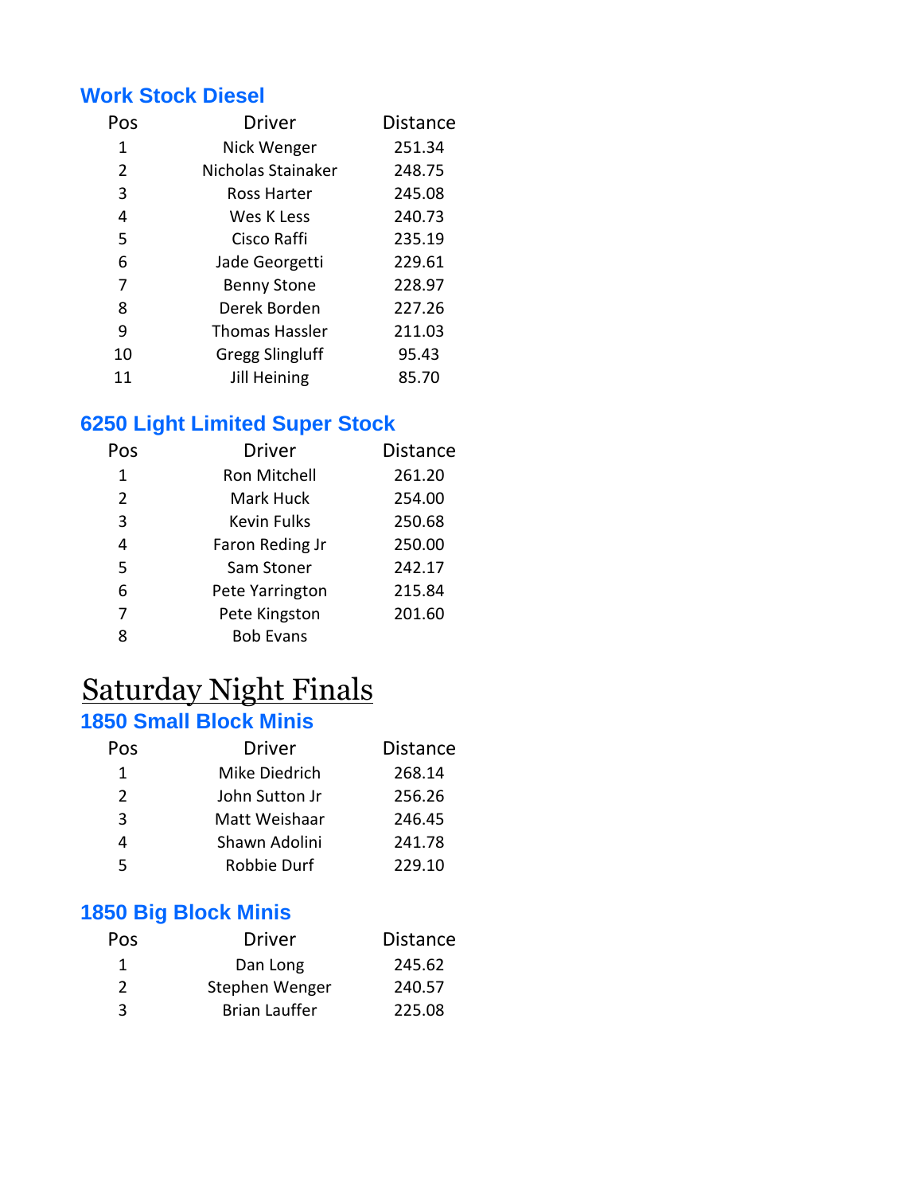### Work Stock Diesel

| Pos | Driver | Distance |
|---|---|---|
| 1 | Nick Wenger | 251.34 |
| 2 | Nicholas Stainaker | 248.75 |
| 3 | Ross Harter | 245.08 |
| 4 | Wes K Less | 240.73 |
| 5 | Cisco Raffi | 235.19 |
| 6 | Jade Georgetti | 229.61 |
| 7 | Benny Stone | 228.97 |
| 8 | Derek Borden | 227.26 |
| 9 | Thomas Hassler | 211.03 |
| 10 | Gregg Slingluff | 95.43 |
| 11 | Jill Heining | 85.70 |

### 6250 Light Limited Super Stock

| Pos | Driver | Distance |
|---|---|---|
| 1 | Ron Mitchell | 261.20 |
| 2 | Mark Huck | 254.00 |
| 3 | Kevin Fulks | 250.68 |
| 4 | Faron Reding Jr | 250.00 |
| 5 | Sam Stoner | 242.17 |
| 6 | Pete Yarrington | 215.84 |
| 7 | Pete Kingston | 201.60 |
| 8 | Bob Evans | |

# Saturday Night Finals

### 1850 Small Block Minis

| Pos | Driver | Distance |
|---|---|---|
| 1 | Mike Diedrich | 268.14 |
| 2 | John Sutton Jr | 256.26 |
| 3 | Matt Weishaar | 246.45 |
| 4 | Shawn Adolini | 241.78 |
| 5 | Robbie Durf | 229.10 |

### 1850 Big Block Minis

| Pos | Driver | Distance |
|---|---|---|
| 1 | Dan Long | 245.62 |
| 2 | Stephen Wenger | 240.57 |
| 3 | Brian Lauffer | 225.08 |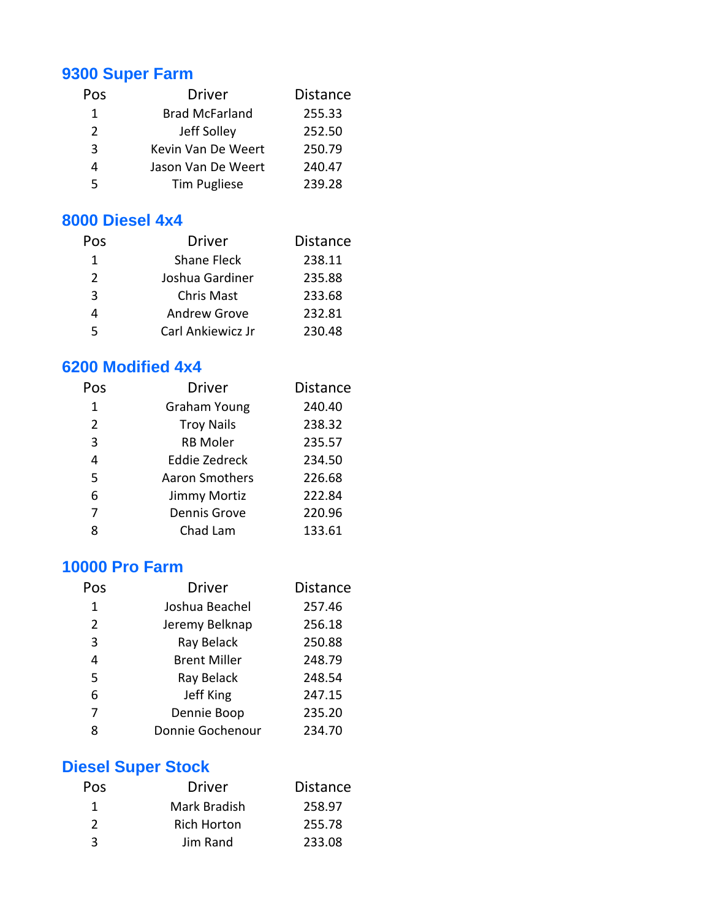## 9300 Super Farm

| Pos | Driver | Distance |
|---|---|---|
| 1 | Brad McFarland | 255.33 |
| 2 | Jeff Solley | 252.50 |
| 3 | Kevin Van De Weert | 250.79 |
| 4 | Jason Van De Weert | 240.47 |
| 5 | Tim Pugliese | 239.28 |

## 8000 Diesel 4x4

| Pos | Driver | Distance |
|---|---|---|
| 1 | Shane Fleck | 238.11 |
| 2 | Joshua Gardiner | 235.88 |
| 3 | Chris Mast | 233.68 |
| 4 | Andrew Grove | 232.81 |
| 5 | Carl Ankiewicz Jr | 230.48 |

## 6200 Modified 4x4

| Pos | Driver | Distance |
|---|---|---|
| 1 | Graham Young | 240.40 |
| 2 | Troy Nails | 238.32 |
| 3 | RB Moler | 235.57 |
| 4 | Eddie Zedreck | 234.50 |
| 5 | Aaron Smothers | 226.68 |
| 6 | Jimmy Mortiz | 222.84 |
| 7 | Dennis Grove | 220.96 |
| 8 | Chad Lam | 133.61 |

## 10000 Pro Farm

| Pos | Driver | Distance |
|---|---|---|
| 1 | Joshua Beachel | 257.46 |
| 2 | Jeremy Belknap | 256.18 |
| 3 | Ray Belack | 250.88 |
| 4 | Brent Miller | 248.79 |
| 5 | Ray Belack | 248.54 |
| 6 | Jeff King | 247.15 |
| 7 | Dennie Boop | 235.20 |
| 8 | Donnie Gochenour | 234.70 |

## Diesel Super Stock

| Pos | Driver | Distance |
|---|---|---|
| 1 | Mark Bradish | 258.97 |
| 2 | Rich Horton | 255.78 |
| 3 | Jim Rand | 233.08 |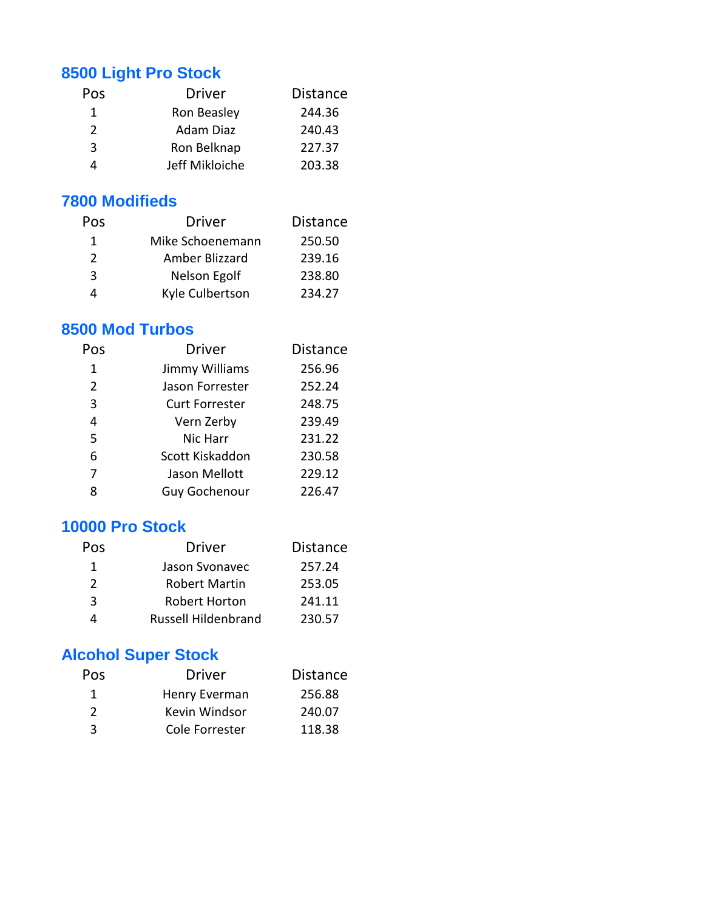## 8500 Light Pro Stock

| Pos | Driver | Distance |
|---|---|---|
| 1 | Ron Beasley | 244.36 |
| 2 | Adam Diaz | 240.43 |
| 3 | Ron Belknap | 227.37 |
| 4 | Jeff Mikloiche | 203.38 |

## 7800 Modifieds

| Pos | Driver | Distance |
|---|---|---|
| 1 | Mike Schoenemann | 250.50 |
| 2 | Amber Blizzard | 239.16 |
| 3 | Nelson Egolf | 238.80 |
| 4 | Kyle Culbertson | 234.27 |

## 8500 Mod Turbos

| Pos | Driver | Distance |
|---|---|---|
| 1 | Jimmy Williams | 256.96 |
| 2 | Jason Forrester | 252.24 |
| 3 | Curt Forrester | 248.75 |
| 4 | Vern Zerby | 239.49 |
| 5 | Nic Harr | 231.22 |
| 6 | Scott Kiskaddon | 230.58 |
| 7 | Jason Mellott | 229.12 |
| 8 | Guy Gochenour | 226.47 |

## 10000 Pro Stock

| Pos | Driver | Distance |
|---|---|---|
| 1 | Jason Svonavec | 257.24 |
| 2 | Robert Martin | 253.05 |
| 3 | Robert Horton | 241.11 |
| 4 | Russell Hildenbrand | 230.57 |

## Alcohol Super Stock

| Pos | Driver | Distance |
|---|---|---|
| 1 | Henry Everman | 256.88 |
| 2 | Kevin Windsor | 240.07 |
| 3 | Cole Forrester | 118.38 |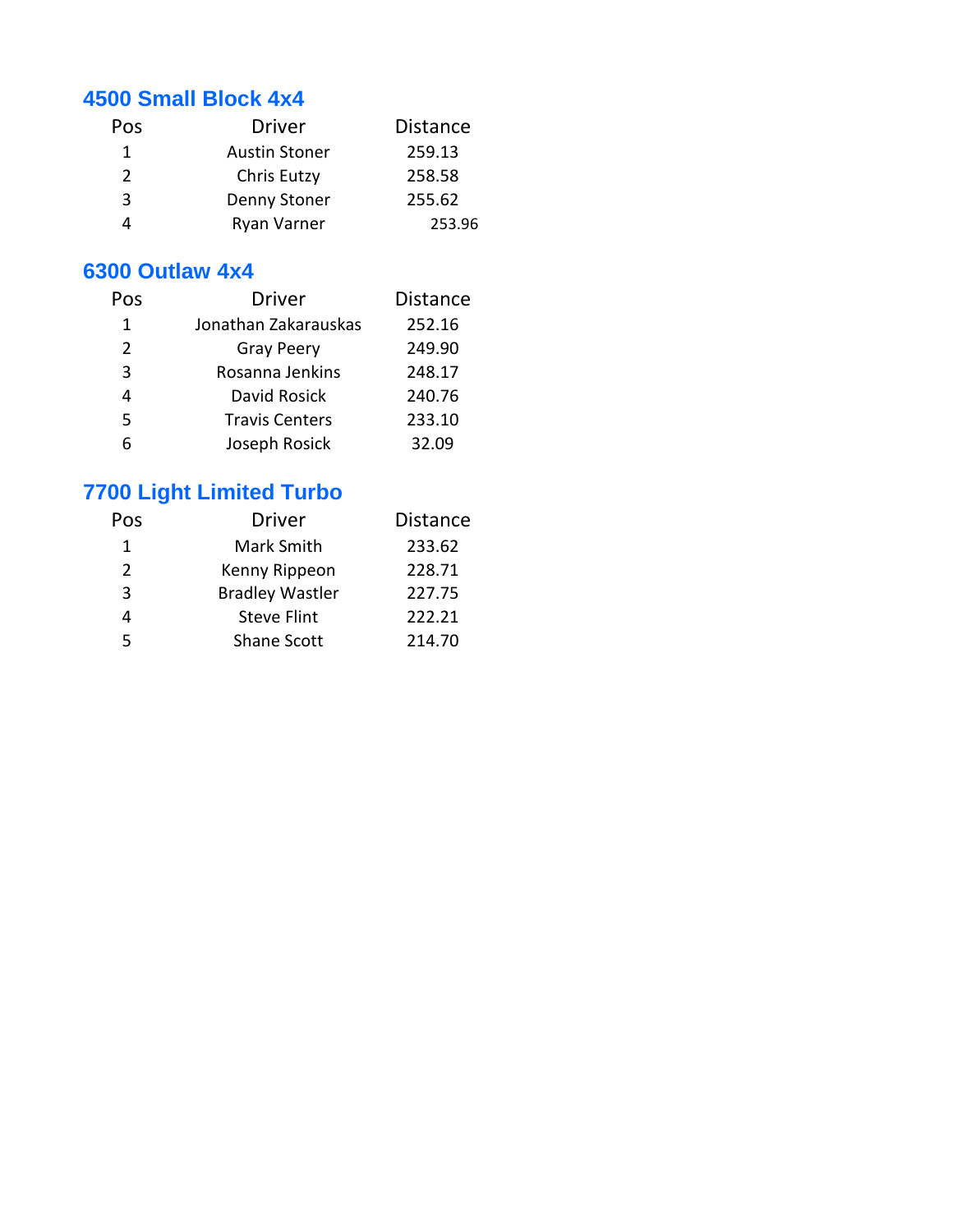## 4500 Small Block 4x4

| Pos | Driver | Distance |
|---|---|---|
| 1 | Austin Stoner | 259.13 |
| 2 | Chris Eutzy | 258.58 |
| 3 | Denny Stoner | 255.62 |
| 4 | Ryan Varner | 253.96 |

## 6300 Outlaw 4x4

| Pos | Driver | Distance |
|---|---|---|
| 1 | Jonathan Zakarauskas | 252.16 |
| 2 | Gray Peery | 249.90 |
| 3 | Rosanna Jenkins | 248.17 |
| 4 | David Rosick | 240.76 |
| 5 | Travis Centers | 233.10 |
| 6 | Joseph Rosick | 32.09 |

## 7700 Light Limited Turbo

| Pos | Driver | Distance |
|---|---|---|
| 1 | Mark Smith | 233.62 |
| 2 | Kenny Rippeon | 228.71 |
| 3 | Bradley Wastler | 227.75 |
| 4 | Steve Flint | 222.21 |
| 5 | Shane Scott | 214.70 |